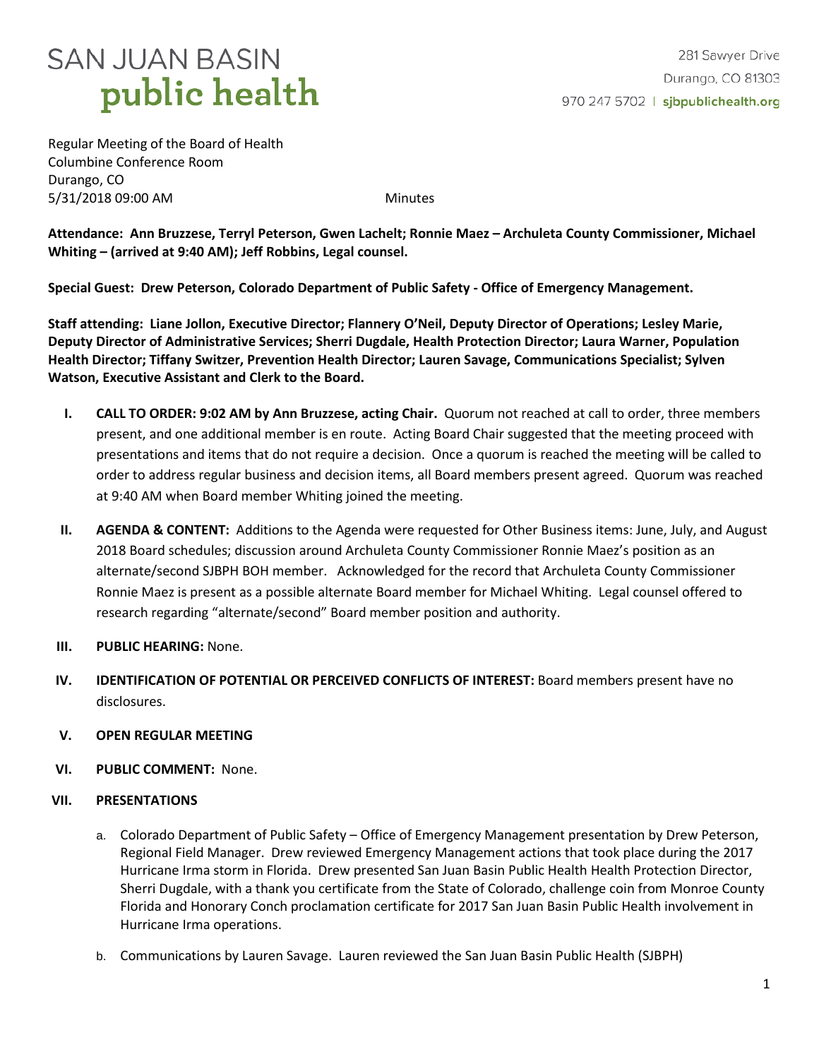# SAN JUAN BASIN public health

281 Sawyer Drive
Durango, CO 81303
970 247 5702 | sjbpublichealth.org

Regular Meeting of the Board of Health
Columbine Conference Room
Durango, CO
5/31/2018 09:00 AM                                    Minutes

**Attendance: Ann Bruzzese, Terryl Peterson, Gwen Lachelt; Ronnie Maez – Archuleta County Commissioner, Michael Whiting – (arrived at 9:40 AM); Jeff Robbins, Legal counsel.**

**Special Guest: Drew Peterson, Colorado Department of Public Safety - Office of Emergency Management.**

**Staff attending: Liane Jollon, Executive Director; Flannery O'Neil, Deputy Director of Operations; Lesley Marie, Deputy Director of Administrative Services; Sherri Dugdale, Health Protection Director; Laura Warner, Population Health Director; Tiffany Switzer, Prevention Health Director; Lauren Savage, Communications Specialist; Sylven Watson, Executive Assistant and Clerk to the Board.**

I. **CALL TO ORDER: 9:02 AM by Ann Bruzzese, acting Chair.** Quorum not reached at call to order, three members present, and one additional member is en route. Acting Board Chair suggested that the meeting proceed with presentations and items that do not require a decision. Once a quorum is reached the meeting will be called to order to address regular business and decision items, all Board members present agreed. Quorum was reached at 9:40 AM when Board member Whiting joined the meeting.

II. **AGENDA & CONTENT:** Additions to the Agenda were requested for Other Business items: June, July, and August 2018 Board schedules; discussion around Archuleta County Commissioner Ronnie Maez's position as an alternate/second SJBPH BOH member. Acknowledged for the record that Archuleta County Commissioner Ronnie Maez is present as a possible alternate Board member for Michael Whiting. Legal counsel offered to research regarding "alternate/second" Board member position and authority.

III. **PUBLIC HEARING:** None.

IV. **IDENTIFICATION OF POTENTIAL OR PERCEIVED CONFLICTS OF INTEREST:** Board members present have no disclosures.

V. **OPEN REGULAR MEETING**

VI. **PUBLIC COMMENT:** None.

VII. **PRESENTATIONS**

   a. Colorado Department of Public Safety – Office of Emergency Management presentation by Drew Peterson, Regional Field Manager. Drew reviewed Emergency Management actions that took place during the 2017 Hurricane Irma storm in Florida. Drew presented San Juan Basin Public Health Health Protection Director, Sherri Dugdale, with a thank you certificate from the State of Colorado, challenge coin from Monroe County Florida and Honorary Conch proclamation certificate for 2017 San Juan Basin Public Health involvement in Hurricane Irma operations.

   b. Communications by Lauren Savage. Lauren reviewed the San Juan Basin Public Health (SJBPH)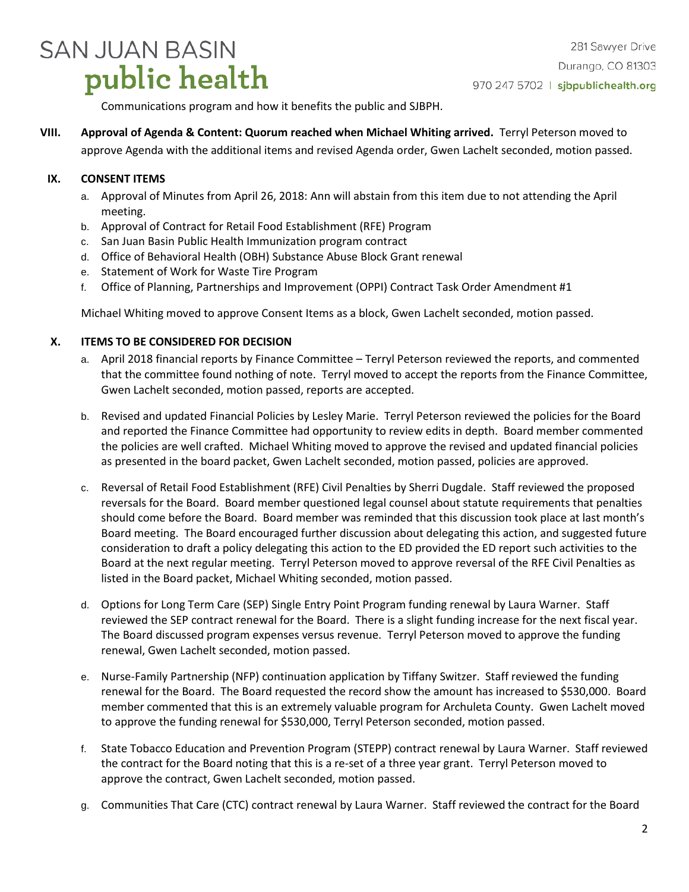Communications program and how it benefits the public and SJBPH.

**VIII. Approval of Agenda & Content: Quorum reached when Michael Whiting arrived.** Terryl Peterson moved to approve Agenda with the additional items and revised Agenda order, Gwen Lachelt seconded, motion passed.

**IX. CONSENT ITEMS**

a. Approval of Minutes from April 26, 2018: Ann will abstain from this item due to not attending the April meeting.
b. Approval of Contract for Retail Food Establishment (RFE) Program
c. San Juan Basin Public Health Immunization program contract
d. Office of Behavioral Health (OBH) Substance Abuse Block Grant renewal
e. Statement of Work for Waste Tire Program
f. Office of Planning, Partnerships and Improvement (OPPI) Contract Task Order Amendment #1

Michael Whiting moved to approve Consent Items as a block, Gwen Lachelt seconded, motion passed.

**X. ITEMS TO BE CONSIDERED FOR DECISION**

a. April 2018 financial reports by Finance Committee – Terryl Peterson reviewed the reports, and commented that the committee found nothing of note. Terryl moved to accept the reports from the Finance Committee, Gwen Lachelt seconded, motion passed, reports are accepted.

b. Revised and updated Financial Policies by Lesley Marie. Terryl Peterson reviewed the policies for the Board and reported the Finance Committee had opportunity to review edits in depth. Board member commented the policies are well crafted. Michael Whiting moved to approve the revised and updated financial policies as presented in the board packet, Gwen Lachelt seconded, motion passed, policies are approved.

c. Reversal of Retail Food Establishment (RFE) Civil Penalties by Sherri Dugdale. Staff reviewed the proposed reversals for the Board. Board member questioned legal counsel about statute requirements that penalties should come before the Board. Board member was reminded that this discussion took place at last month's Board meeting. The Board encouraged further discussion about delegating this action, and suggested future consideration to draft a policy delegating this action to the ED provided the ED report such activities to the Board at the next regular meeting. Terryl Peterson moved to approve reversal of the RFE Civil Penalties as listed in the Board packet, Michael Whiting seconded, motion passed.

d. Options for Long Term Care (SEP) Single Entry Point Program funding renewal by Laura Warner. Staff reviewed the SEP contract renewal for the Board. There is a slight funding increase for the next fiscal year. The Board discussed program expenses versus revenue. Terryl Peterson moved to approve the funding renewal, Gwen Lachelt seconded, motion passed.

e. Nurse-Family Partnership (NFP) continuation application by Tiffany Switzer. Staff reviewed the funding renewal for the Board. The Board requested the record show the amount has increased to $530,000. Board member commented that this is an extremely valuable program for Archuleta County. Gwen Lachelt moved to approve the funding renewal for $530,000, Terryl Peterson seconded, motion passed.

f. State Tobacco Education and Prevention Program (STEPP) contract renewal by Laura Warner. Staff reviewed the contract for the Board noting that this is a re-set of a three year grant. Terryl Peterson moved to approve the contract, Gwen Lachelt seconded, motion passed.

g. Communities That Care (CTC) contract renewal by Laura Warner. Staff reviewed the contract for the Board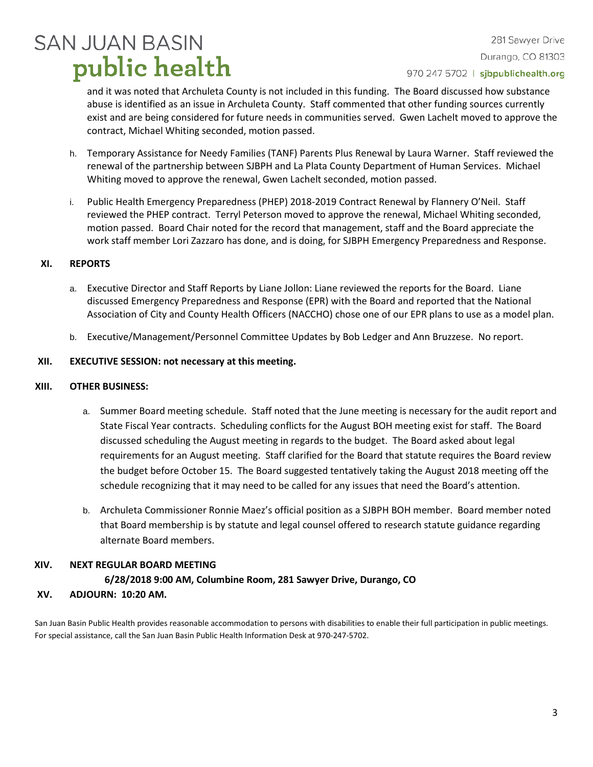and it was noted that Archuleta County is not included in this funding. The Board discussed how substance abuse is identified as an issue in Archuleta County. Staff commented that other funding sources currently exist and are being considered for future needs in communities served. Gwen Lachelt moved to approve the contract, Michael Whiting seconded, motion passed.

h. Temporary Assistance for Needy Families (TANF) Parents Plus Renewal by Laura Warner. Staff reviewed the renewal of the partnership between SJBPH and La Plata County Department of Human Services. Michael Whiting moved to approve the renewal, Gwen Lachelt seconded, motion passed.

i. Public Health Emergency Preparedness (PHEP) 2018-2019 Contract Renewal by Flannery O'Neil. Staff reviewed the PHEP contract. Terryl Peterson moved to approve the renewal, Michael Whiting seconded, motion passed. Board Chair noted for the record that management, staff and the Board appreciate the work staff member Lori Zazzaro has done, and is doing, for SJBPH Emergency Preparedness and Response.

**XI. REPORTS**

a. Executive Director and Staff Reports by Liane Jollon: Liane reviewed the reports for the Board. Liane discussed Emergency Preparedness and Response (EPR) with the Board and reported that the National Association of City and County Health Officers (NACCHO) chose one of our EPR plans to use as a model plan.

b. Executive/Management/Personnel Committee Updates by Bob Ledger and Ann Bruzzese. No report.

**XII. EXECUTIVE SESSION: not necessary at this meeting.**

**XIII. OTHER BUSINESS:**

a. Summer Board meeting schedule. Staff noted that the June meeting is necessary for the audit report and State Fiscal Year contracts. Scheduling conflicts for the August BOH meeting exist for staff. The Board discussed scheduling the August meeting in regards to the budget. The Board asked about legal requirements for an August meeting. Staff clarified for the Board that statute requires the Board review the budget before October 15. The Board suggested tentatively taking the August 2018 meeting off the schedule recognizing that it may need to be called for any issues that need the Board's attention.

b. Archuleta Commissioner Ronnie Maez's official position as a SJBPH BOH member. Board member noted that Board membership is by statute and legal counsel offered to research statute guidance regarding alternate Board members.

**XIV. NEXT REGULAR BOARD MEETING**

**6/28/2018 9:00 AM, Columbine Room, 281 Sawyer Drive, Durango, CO**

**XV. ADJOURN: 10:20 AM.**

San Juan Basin Public Health provides reasonable accommodation to persons with disabilities to enable their full participation in public meetings. For special assistance, call the San Juan Basin Public Health Information Desk at 970-247-5702.